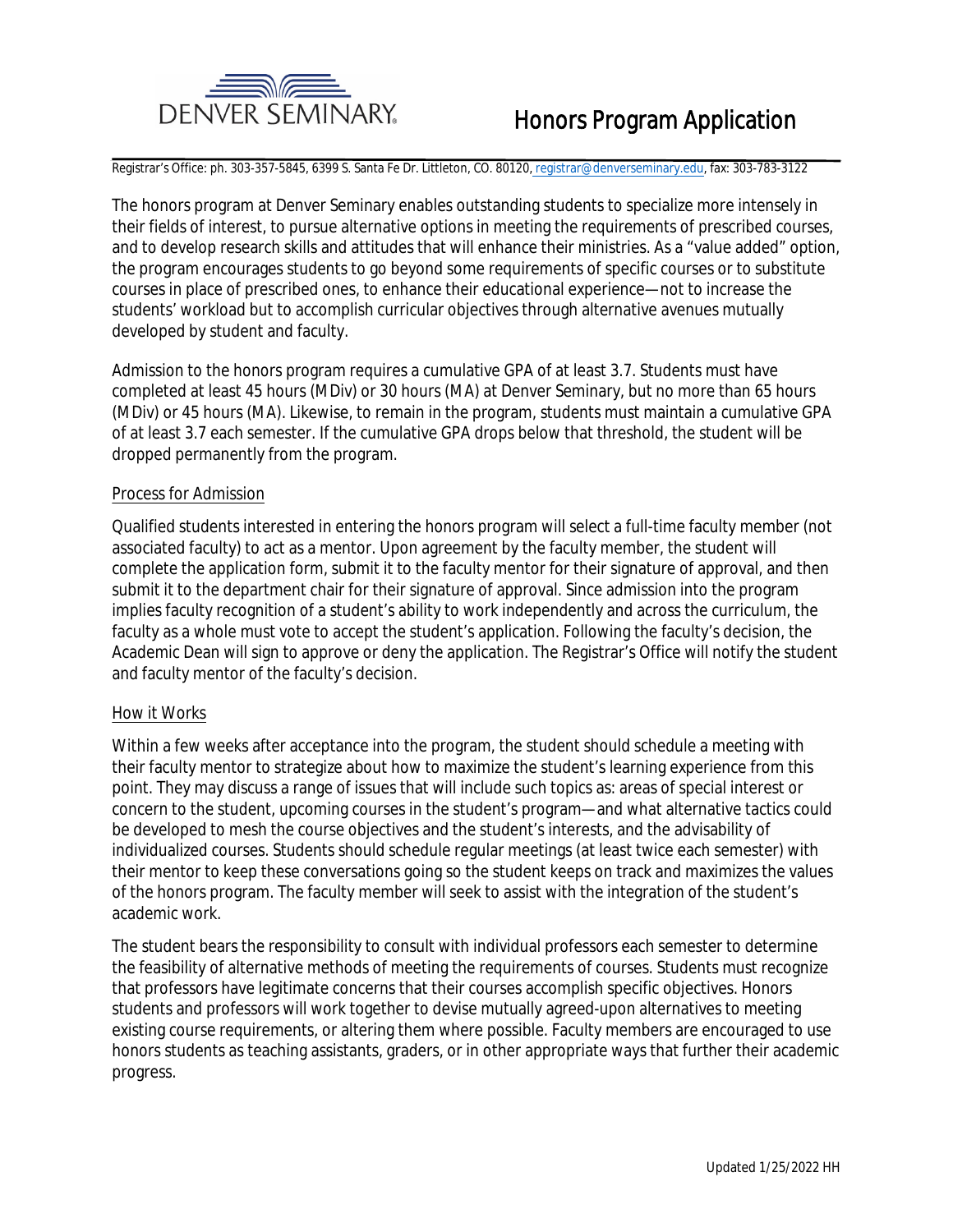DENVER SEMINARY

# Honors Program Application

Registrar's Office: ph. 303-357-5845, 6399 S. Santa Fe Dr. Littleton, CO. 80120, registrar@denverseminary.edu, fax: 303-783-3122

The honors program at Denver Seminary enables outstanding students to specialize more intensely in their fields of interest, to pursue alternative options in meeting the requirements of prescribed courses, and to develop research skills and attitudes that will enhance their ministries. As a "value added" option, the program encourages students to go beyond some requirements of specific courses or to substitute courses in place of prescribed ones, to enhance their educational experience—not to increase the students' workload but to accomplish curricular objectives through alternative avenues mutually developed by student and faculty.

Admission to the honors program requires a cumulative GPA of at least 3.7. Students must have completed at least 45 hours (MDiv) or 30 hours (MA) at Denver Seminary, but no more than 65 hours (MDiv) or 45 hours (MA). Likewise, to remain in the program, students must maintain a cumulative GPA of at least 3.7 each semester. If the cumulative GPA drops below that threshold, the student will be dropped permanently from the program.

## Process for Admission

Qualified students interested in entering the honors program will select a full-time faculty member (not associated faculty) to act as a mentor. Upon agreement by the faculty member, the student will complete the application form, submit it to the faculty mentor for their signature of approval, and then submit it to the department chair for their signature of approval. Since admission into the program implies faculty recognition of a student's ability to work independently and across the curriculum, the faculty as a whole must vote to accept the student's application. Following the faculty's decision, the Academic Dean will sign to approve or deny the application. The Registrar's Office will notify the student and faculty mentor of the faculty's decision.

## How it Works

Within a few weeks after acceptance into the program, the student should schedule a meeting with their faculty mentor to strategize about how to maximize the student's learning experience from this point. They may discuss a range of issues that will include such topics as: areas of special interest or concern to the student, upcoming courses in the student's program—and what alternative tactics could be developed to mesh the course objectives and the student's interests, and the advisability of individualized courses. Students should schedule regular meetings (at least twice each semester) with their mentor to keep these conversations going so the student keeps on track and maximizes the values of the honors program. The faculty member will seek to assist with the integration of the student's academic work.

The student bears the responsibility to consult with individual professors each semester to determine the feasibility of alternative methods of meeting the requirements of courses. Students must recognize that professors have legitimate concerns that their courses accomplish specific objectives. Honors students and professors will work together to devise mutually agreed-upon alternatives to meeting existing course requirements, or altering them where possible. Faculty members are encouraged to use honors students as teaching assistants, graders, or in other appropriate ways that further their academic progress.

Updated 1/25/2022 HH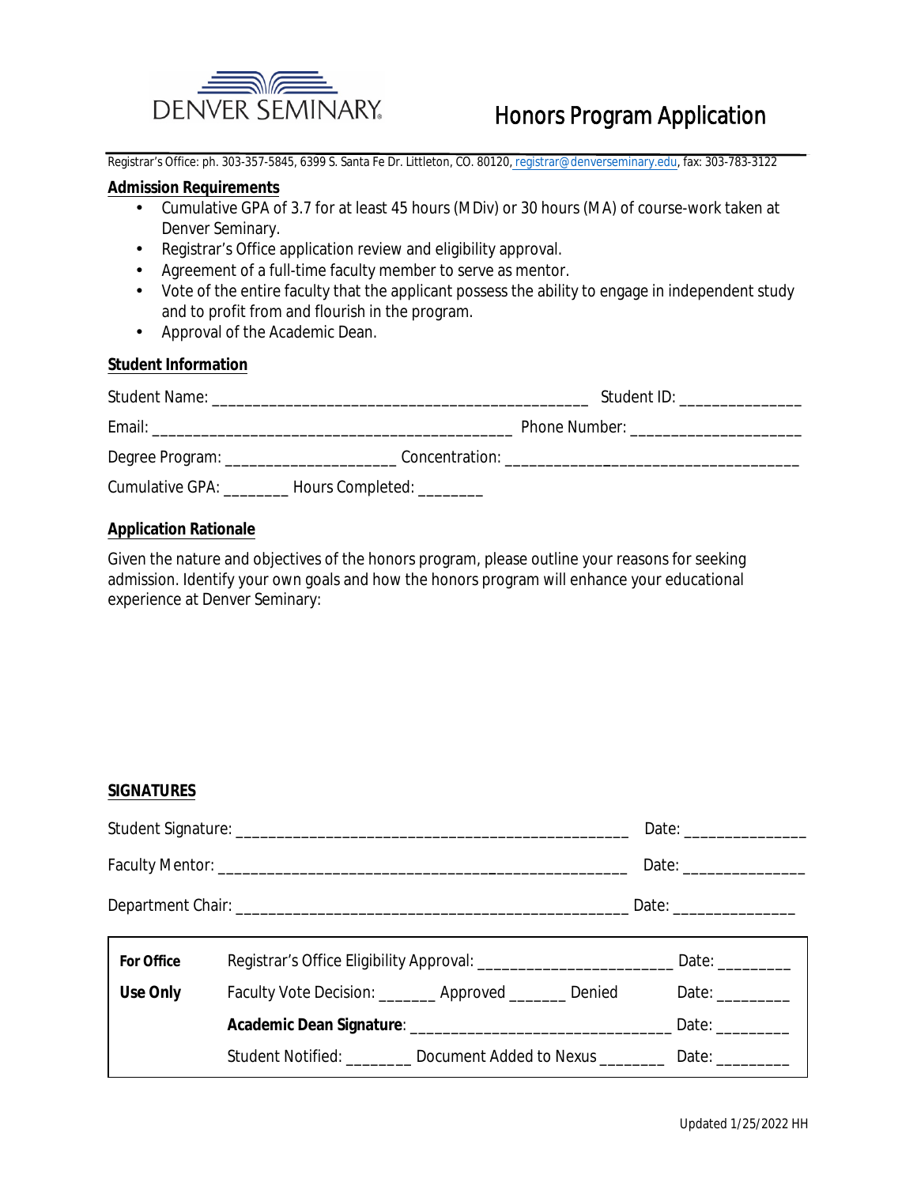DENVER SEMINARY

# Honors Program Application

Registrar's Office: ph. 303-357-5845, 6399 S. Santa Fe Dr. Littleton, CO. 80120, registrar@denverseminary.edu, fax: 303-783-3122

**Admission Requirements**

- Cumulative GPA of 3.7 for at least 45 hours (MDiv) or 30 hours (MA) of course-work taken at Denver Seminary.
- Registrar's Office application review and eligibility approval.
- Agreement of a full-time faculty member to serve as mentor.
- Vote of the entire faculty that the applicant possess the ability to engage in independent study and to profit from and flourish in the program.
- Approval of the Academic Dean.

**Student Information**

Student Name: _____________________________________________ Student ID: ______________

Email: ____________________________________________ Phone Number: ____________________

Degree Program: ____________________ Concentration: ___________________________________

Cumulative GPA: ________ Hours Completed: ________

**Application Rationale**

Given the nature and objectives of the honors program, please outline your reasons for seeking admission. Identify your own goals and how the honors program will enhance your educational experience at Denver Seminary:

**SIGNATURES**

Student Signature: _______________________________________________ Date: ______________

Faculty Mentor: _________________________________________________ Date: ______________

Department Chair: _______________________________________________ Date: ______________

| | | |
|---|---|---|
| **For Office Use Only** | Registrar's Office Eligibility Approval: _______________________ | Date: ________ |
| | Faculty Vote Decision: _______ Approved _______ Denied | Date: ________ |
| | **Academic Dean Signature**: ______________________________ | Date: ________ |
| | Student Notified: ________ Document Added to Nexus ________ | Date: ________ |

Updated 1/25/2022 HH